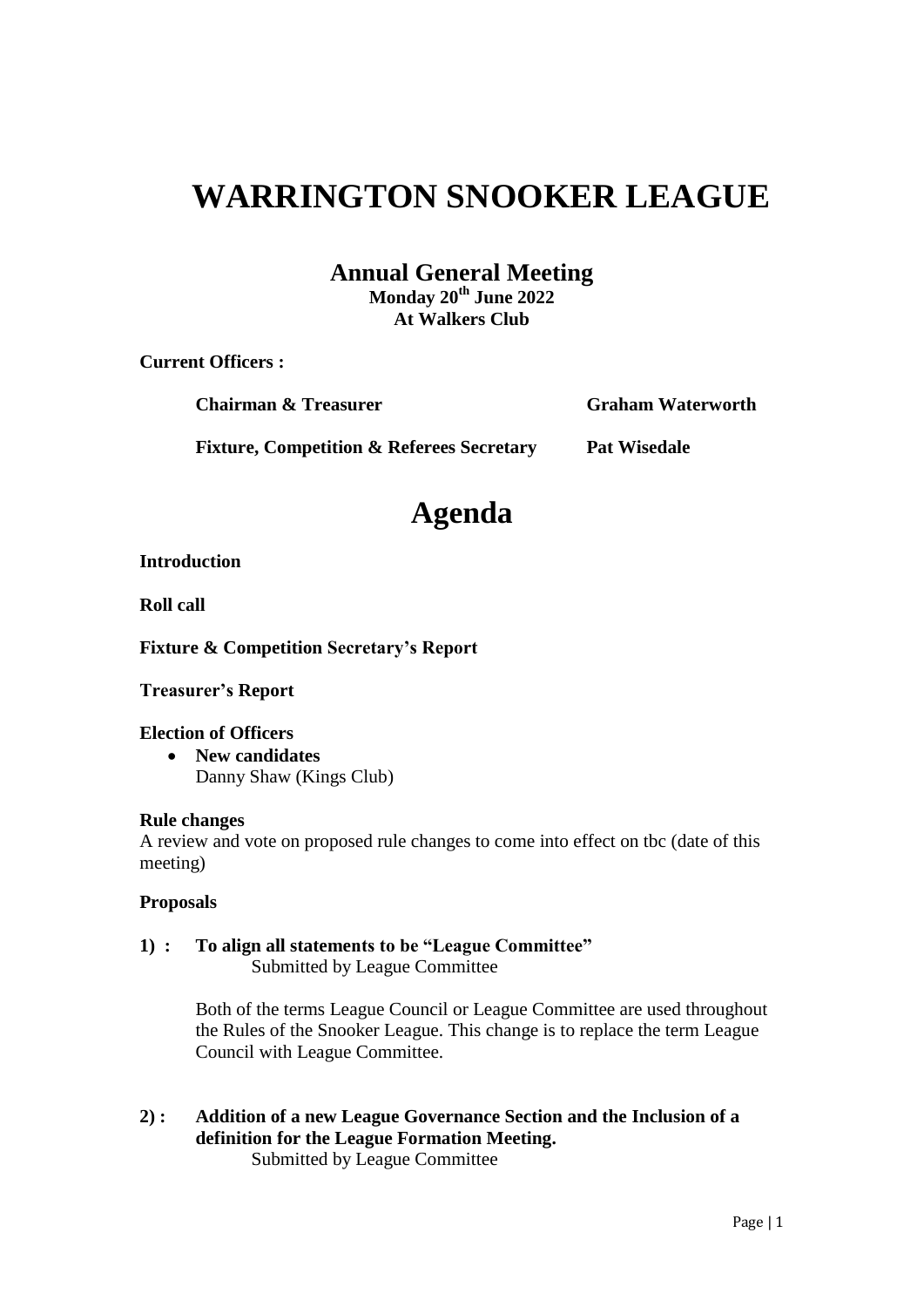# WARRINGTON SNOOKER LEAGUE

## Annual General Meeting

**Monday 20th June 2022**
**At Walkers Club**

**Current Officers :**

| | |
|---|---|
| **Chairman & Treasurer** | **Graham Waterworth** |
| **Fixture, Competition & Referees Secretary** | **Pat Wisedale** |

# Agenda

**Introduction**

**Roll call**

**Fixture & Competition Secretary's Report**

**Treasurer's Report**

**Election of Officers**

- **New candidates**
  Danny Shaw (Kings Club)

**Rule changes**

A review and vote on proposed rule changes to come into effect on tbc (date of this meeting)

**Proposals**

**1) : To align all statements to be "League Committee"**
Submitted by League Committee

Both of the terms League Council or League Committee are used throughout the Rules of the Snooker League. This change is to replace the term League Council with League Committee.

**2) : Addition of a new League Governance Section and the Inclusion of a definition for the League Formation Meeting.**
Submitted by League Committee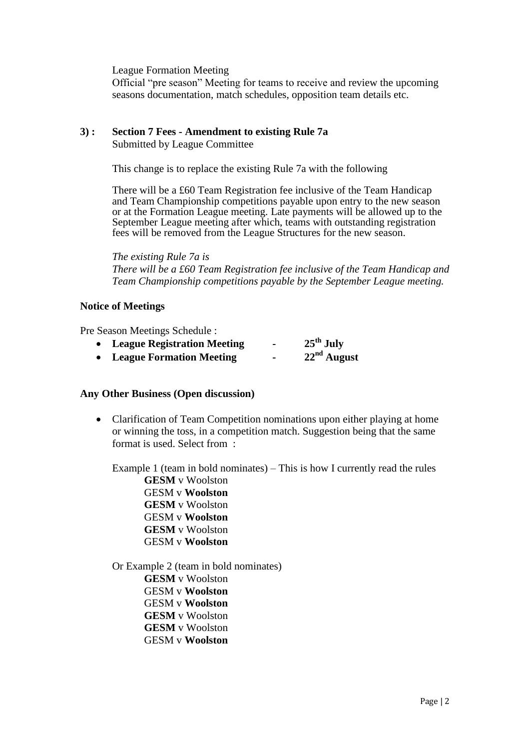League Formation Meeting

Official "pre season" Meeting for teams to receive and review the upcoming seasons documentation, match schedules, opposition team details etc.

**3) : Section 7 Fees - Amendment to existing Rule 7a**

Submitted by League Committee

This change is to replace the existing Rule 7a with the following

There will be a £60 Team Registration fee inclusive of the Team Handicap and Team Championship competitions payable upon entry to the new season or at the Formation League meeting. Late payments will be allowed up to the September League meeting after which, teams with outstanding registration fees will be removed from the League Structures for the new season.

*The existing Rule 7a is*

*There will be a £60 Team Registration fee inclusive of the Team Handicap and Team Championship competitions payable by the September League meeting.*

**Notice of Meetings**

Pre Season Meetings Schedule :

- **League Registration Meeting - 25th July**
- **League Formation Meeting - 22nd August**

**Any Other Business (Open discussion)**

- Clarification of Team Competition nominations upon either playing at home or winning the toss, in a competition match. Suggestion being that the same format is used. Select from :

  Example 1 (team in bold nominates) – This is how I currently read the rules

  **GESM** v Woolston
  GESM v **Woolston**
  **GESM** v Woolston
  GESM v **Woolston**
  **GESM** v Woolston
  GESM v **Woolston**

  Or Example 2 (team in bold nominates)

  **GESM** v Woolston
  GESM v **Woolston**
  GESM v **Woolston**
  **GESM** v Woolston
  **GESM** v Woolston
  GESM v **Woolston**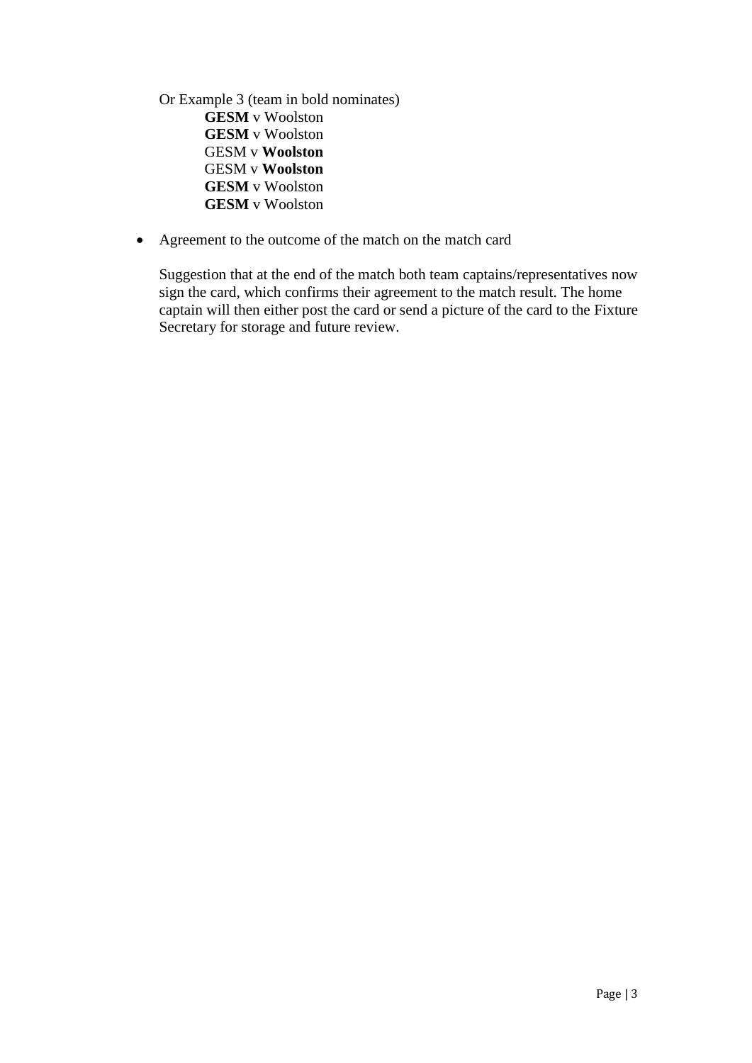Or Example 3 (team in bold nominates)

**GESM** v Woolston  
**GESM** v Woolston  
GESM v **Woolston**  
GESM v **Woolston**  
**GESM** v Woolston  
**GESM** v Woolston

- Agreement to the outcome of the match on the match card

  Suggestion that at the end of the match both team captains/representatives now sign the card, which confirms their agreement to the match result. The home captain will then either post the card or send a picture of the card to the Fixture Secretary for storage and future review.